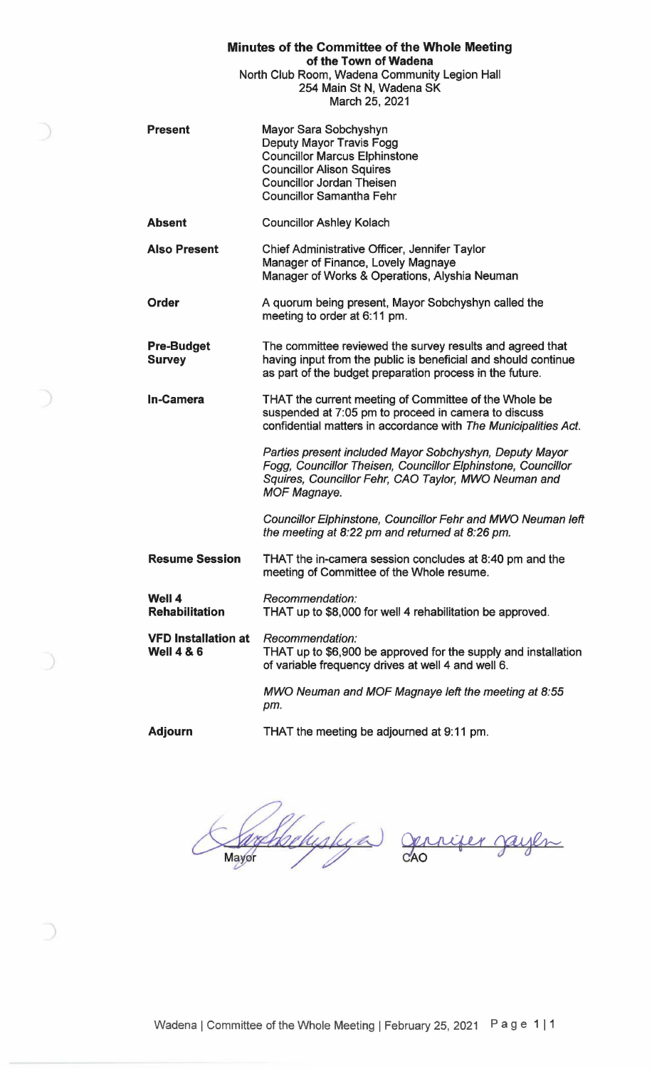**Minutes of the Committee of the Whole Meeting**
**of the Town of Wadena**
North Club Room, Wadena Community Legion Hall
254 Main St N, Wadena SK
March 25, 2021

| | |
|---|---|
| **Present** | Mayor Sara Sobchyshyn<br>Deputy Mayor Travis Fogg<br>Councillor Marcus Elphinstone<br>Councillor Alison Squires<br>Councillor Jordan Theisen<br>Councillor Samantha Fehr |
| **Absent** | Councillor Ashley Kolach |
| **Also Present** | Chief Administrative Officer, Jennifer Taylor<br>Manager of Finance, Lovely Magnaye<br>Manager of Works & Operations, Alyshia Neuman |
| **Order** | A quorum being present, Mayor Sobchyshyn called the meeting to order at 6:11 pm. |
| **Pre-Budget Survey** | The committee reviewed the survey results and agreed that having input from the public is beneficial and should continue as part of the budget preparation process in the future. |
| **In-Camera** | THAT the current meeting of Committee of the Whole be suspended at 7:05 pm to proceed in camera to discuss confidential matters in accordance with *The Municipalities Act*.<br><br>*Parties present included Mayor Sobchyshyn, Deputy Mayor Fogg, Councillor Theisen, Councillor Elphinstone, Councillor Squires, Councillor Fehr, CAO Taylor, MWO Neuman and MOF Magnaye.*<br><br>*Councillor Elphinstone, Councillor Fehr and MWO Neuman left the meeting at 8:22 pm and returned at 8:26 pm.* |
| **Resume Session** | THAT the in-camera session concludes at 8:40 pm and the meeting of Committee of the Whole resume. |
| **Well 4 Rehabilitation** | *Recommendation:*<br>THAT up to $8,000 for well 4 rehabilitation be approved. |
| **VFD Installation at Well 4 & 6** | *Recommendation:*<br>THAT up to $6,900 be approved for the supply and installation of variable frequency drives at well 4 and well 6.<br><br>*MWO Neuman and MOF Magnaye left the meeting at 8:55 pm.* |
| **Adjourn** | THAT the meeting be adjourned at 9:11 pm. |

Mayor

CAO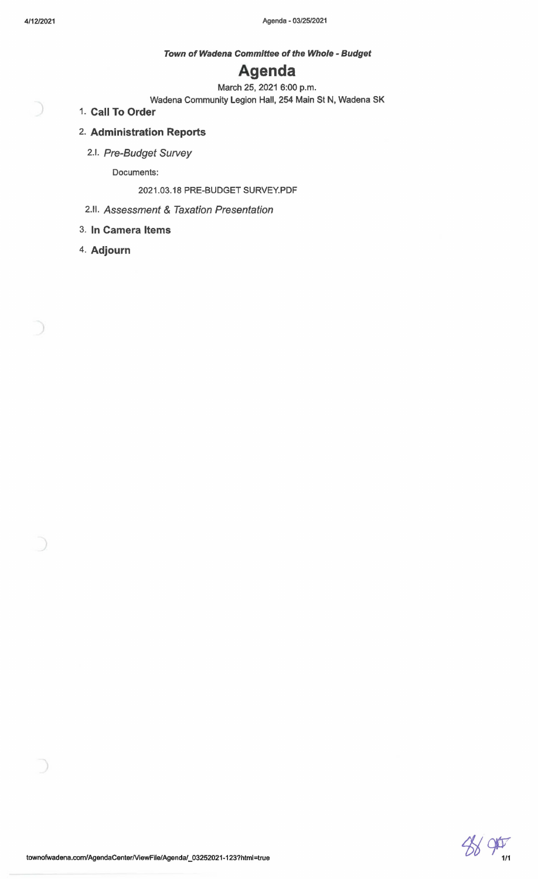***Town of Wadena Committee of the Whole - Budget***

# Agenda

March 25, 2021 6:00 p.m.

Wadena Community Legion Hall, 254 Main St N, Wadena SK

1. **Call To Order**
2. **Administration Reports**
   - 2.I. *Pre-Budget Survey*

     Documents:

     2021.03.18 PRE-BUDGET SURVEY.PDF
   - 2.II. *Assessment & Taxation Presentation*
3. **In Camera Items**
4. **Adjourn**